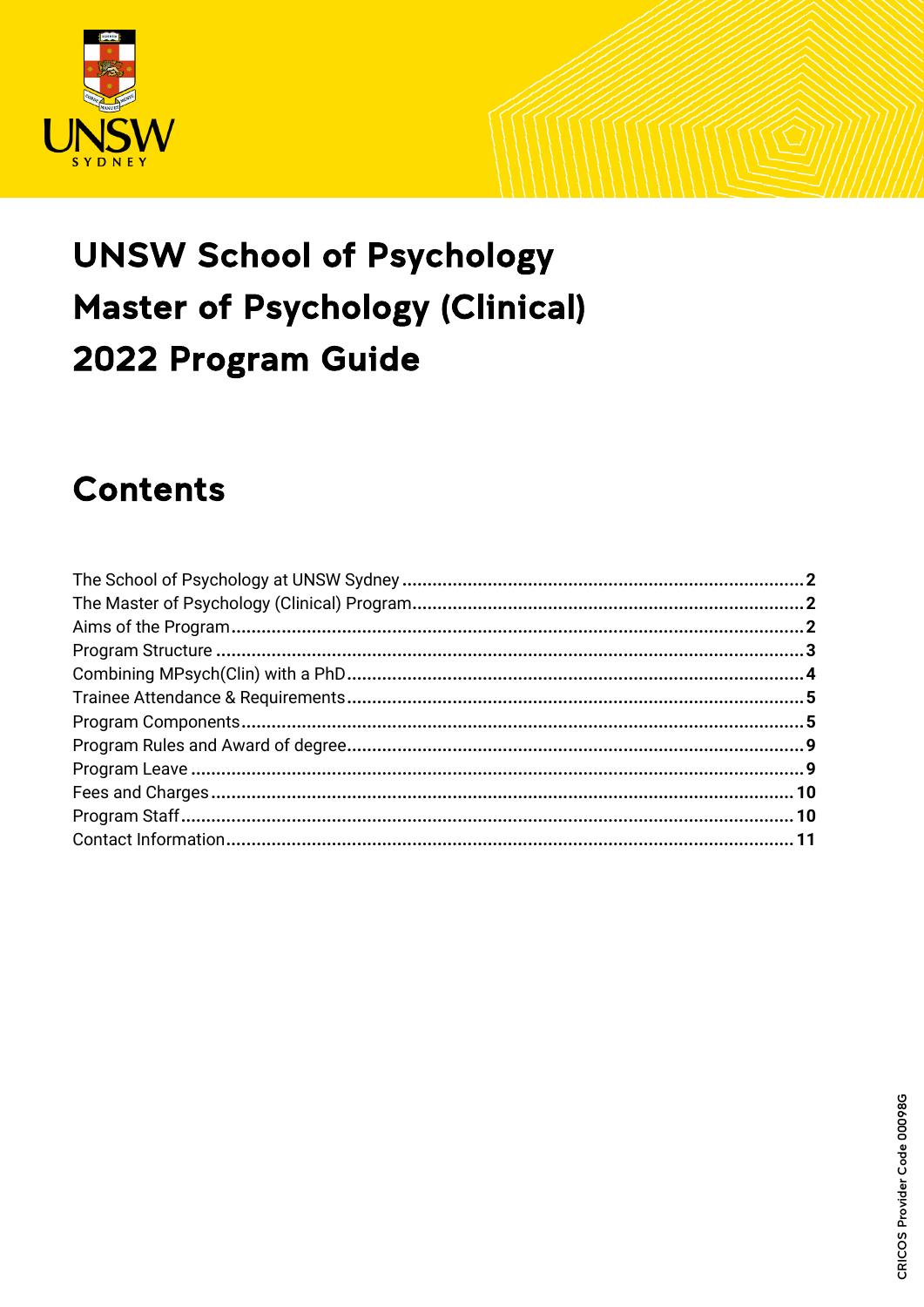# UNSW School of Psychology
# Master of Psychology (Clinical)
# 2022 Program Guide

## Contents

The School of Psychology at UNSW Sydney ................................................ 2
The Master of Psychology (Clinical) Program ............................................ 2
Aims of the Program ................................................................ 2
Program Structure .................................................................. 3
Combining MPsych(Clin) with a PhD ................................................... 4
Trainee Attendance & Requirements ................................................... 5
Program Components .................................................................. 5
Program Rules and Award of degree ................................................... 9
Program Leave ....................................................................... 9
Fees and Charges .................................................................... 10
Program Staff ....................................................................... 10
Contact Information ................................................................. 11

CRICOS Provider Code 00098G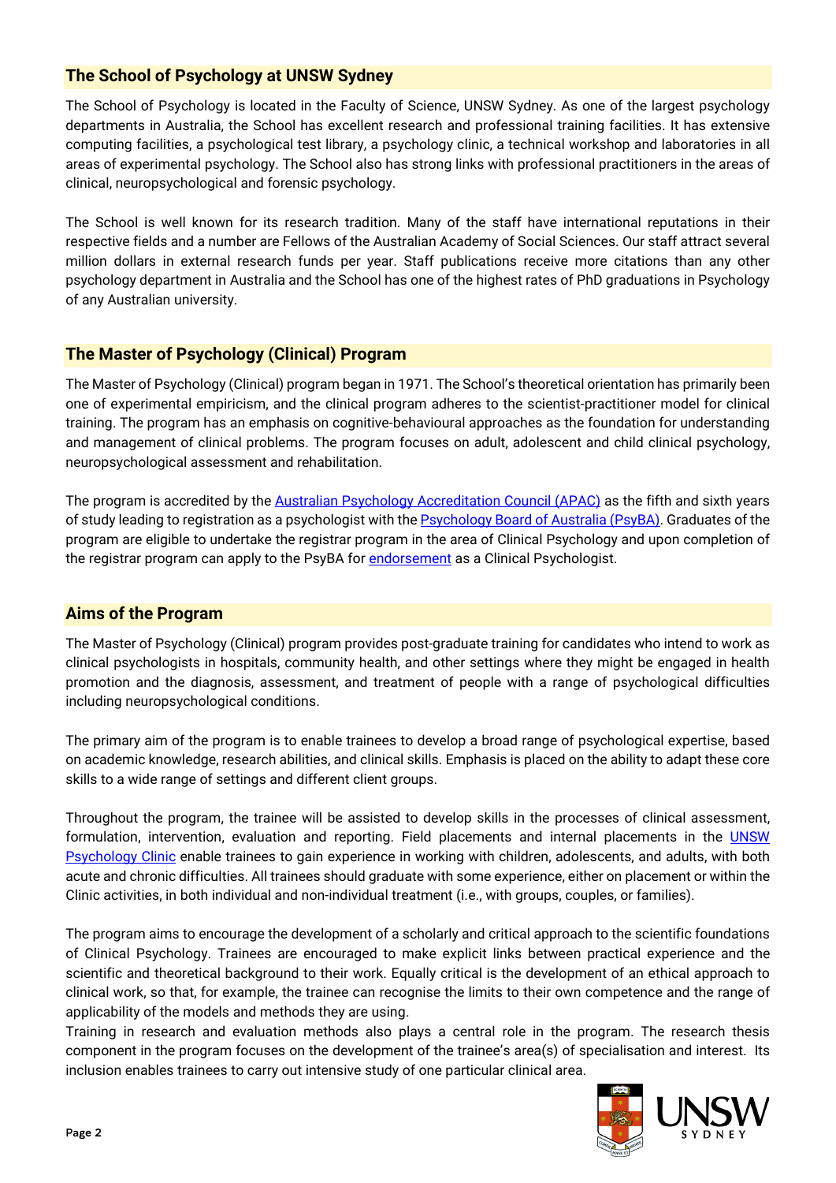## The School of Psychology at UNSW Sydney

The School of Psychology is located in the Faculty of Science, UNSW Sydney. As one of the largest psychology departments in Australia, the School has excellent research and professional training facilities. It has extensive computing facilities, a psychological test library, a psychology clinic, a technical workshop and laboratories in all areas of experimental psychology. The School also has strong links with professional practitioners in the areas of clinical, neuropsychological and forensic psychology.

The School is well known for its research tradition. Many of the staff have international reputations in their respective fields and a number are Fellows of the Australian Academy of Social Sciences. Our staff attract several million dollars in external research funds per year. Staff publications receive more citations than any other psychology department in Australia and the School has one of the highest rates of PhD graduations in Psychology of any Australian university.

## The Master of Psychology (Clinical) Program

The Master of Psychology (Clinical) program began in 1971. The School's theoretical orientation has primarily been one of experimental empiricism, and the clinical program adheres to the scientist-practitioner model for clinical training. The program has an emphasis on cognitive-behavioural approaches as the foundation for understanding and management of clinical problems. The program focuses on adult, adolescent and child clinical psychology, neuropsychological assessment and rehabilitation.

The program is accredited by the Australian Psychology Accreditation Council (APAC) as the fifth and sixth years of study leading to registration as a psychologist with the Psychology Board of Australia (PsyBA). Graduates of the program are eligible to undertake the registrar program in the area of Clinical Psychology and upon completion of the registrar program can apply to the PsyBA for endorsement as a Clinical Psychologist.

## Aims of the Program

The Master of Psychology (Clinical) program provides post-graduate training for candidates who intend to work as clinical psychologists in hospitals, community health, and other settings where they might be engaged in health promotion and the diagnosis, assessment, and treatment of people with a range of psychological difficulties including neuropsychological conditions.

The primary aim of the program is to enable trainees to develop a broad range of psychological expertise, based on academic knowledge, research abilities, and clinical skills. Emphasis is placed on the ability to adapt these core skills to a wide range of settings and different client groups.

Throughout the program, the trainee will be assisted to develop skills in the processes of clinical assessment, formulation, intervention, evaluation and reporting. Field placements and internal placements in the UNSW Psychology Clinic enable trainees to gain experience in working with children, adolescents, and adults, with both acute and chronic difficulties. All trainees should graduate with some experience, either on placement or within the Clinic activities, in both individual and non-individual treatment (i.e., with groups, couples, or families).

The program aims to encourage the development of a scholarly and critical approach to the scientific foundations of Clinical Psychology. Trainees are encouraged to make explicit links between practical experience and the scientific and theoretical background to their work. Equally critical is the development of an ethical approach to clinical work, so that, for example, the trainee can recognise the limits to their own competence and the range of applicability of the models and methods they are using.

Training in research and evaluation methods also plays a central role in the program. The research thesis component in the program focuses on the development of the trainee's area(s) of specialisation and interest. Its inclusion enables trainees to carry out intensive study of one particular clinical area.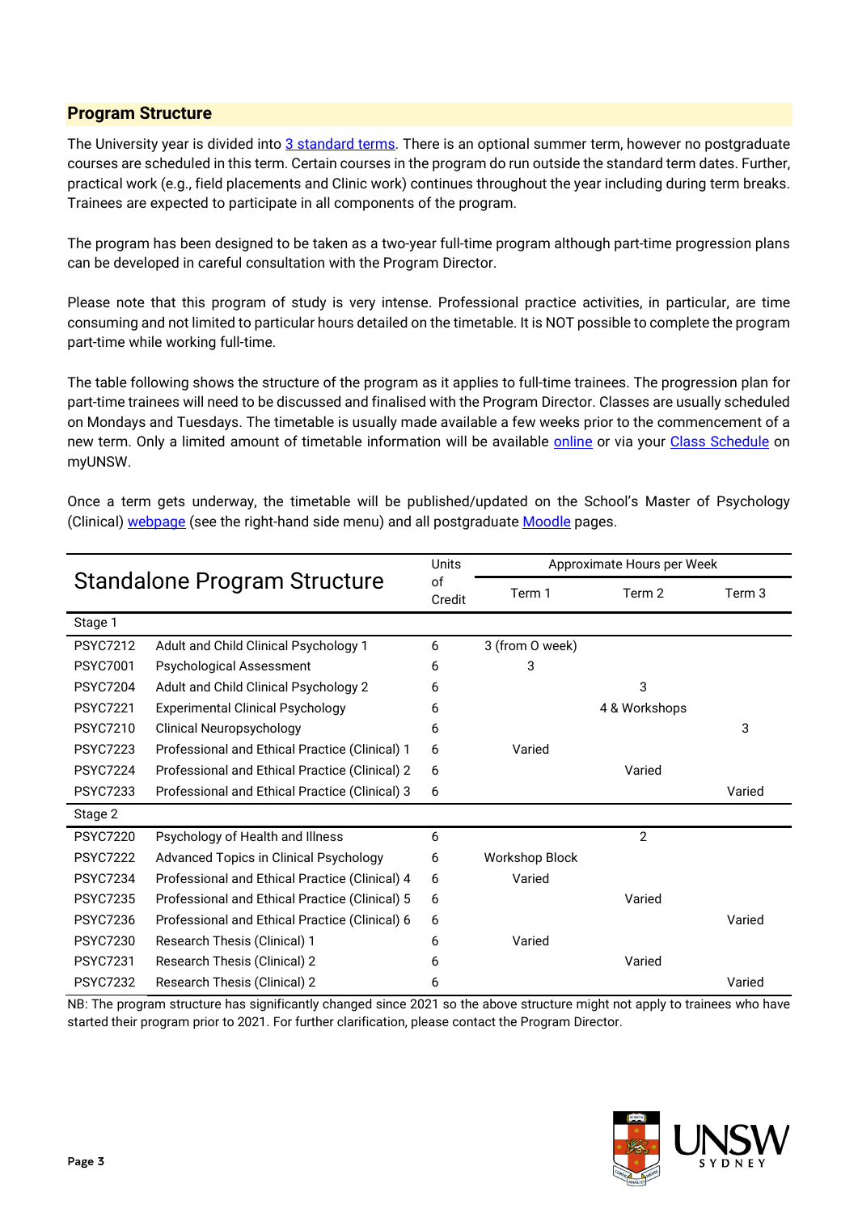## Program Structure

The University year is divided into 3 standard terms. There is an optional summer term, however no postgraduate courses are scheduled in this term. Certain courses in the program do run outside the standard term dates. Further, practical work (e.g., field placements and Clinic work) continues throughout the year including during term breaks. Trainees are expected to participate in all components of the program.

The program has been designed to be taken as a two-year full-time program although part-time progression plans can be developed in careful consultation with the Program Director.

Please note that this program of study is very intense. Professional practice activities, in particular, are time consuming and not limited to particular hours detailed on the timetable. It is NOT possible to complete the program part-time while working full-time.

The table following shows the structure of the program as it applies to full-time trainees. The progression plan for part-time trainees will need to be discussed and finalised with the Program Director. Classes are usually scheduled on Mondays and Tuesdays. The timetable is usually made available a few weeks prior to the commencement of a new term. Only a limited amount of timetable information will be available online or via your Class Schedule on myUNSW.

Once a term gets underway, the timetable will be published/updated on the School's Master of Psychology (Clinical) webpage (see the right-hand side menu) and all postgraduate Moodle pages.

| Standalone Program Structure | | Units of Credit | Approximate Hours per Week | | |
|---|---|---|---|---|---|
| | | | Term 1 | Term 2 | Term 3 |
| **Stage 1** | | | | | |
| PSYC7212 | Adult and Child Clinical Psychology 1 | 6 | 3 (from O week) | | |
| PSYC7001 | Psychological Assessment | 6 | 3 | | |
| PSYC7204 | Adult and Child Clinical Psychology 2 | 6 | | 3 | |
| PSYC7221 | Experimental Clinical Psychology | 6 | | 4 & Workshops | |
| PSYC7210 | Clinical Neuropsychology | 6 | | | 3 |
| PSYC7223 | Professional and Ethical Practice (Clinical) 1 | 6 | Varied | | |
| PSYC7224 | Professional and Ethical Practice (Clinical) 2 | 6 | | Varied | |
| PSYC7233 | Professional and Ethical Practice (Clinical) 3 | 6 | | | Varied |
| **Stage 2** | | | | | |
| PSYC7220 | Psychology of Health and Illness | 6 | | 2 | |
| PSYC7222 | Advanced Topics in Clinical Psychology | 6 | Workshop Block | | |
| PSYC7234 | Professional and Ethical Practice (Clinical) 4 | 6 | Varied | | |
| PSYC7235 | Professional and Ethical Practice (Clinical) 5 | 6 | | Varied | |
| PSYC7236 | Professional and Ethical Practice (Clinical) 6 | 6 | | | Varied |
| PSYC7230 | Research Thesis (Clinical) 1 | 6 | Varied | | |
| PSYC7231 | Research Thesis (Clinical) 2 | 6 | | Varied | |
| PSYC7232 | Research Thesis (Clinical) 2 | 6 | | | Varied |

NB: The program structure has significantly changed since 2021 so the above structure might not apply to trainees who have started their program prior to 2021. For further clarification, please contact the Program Director.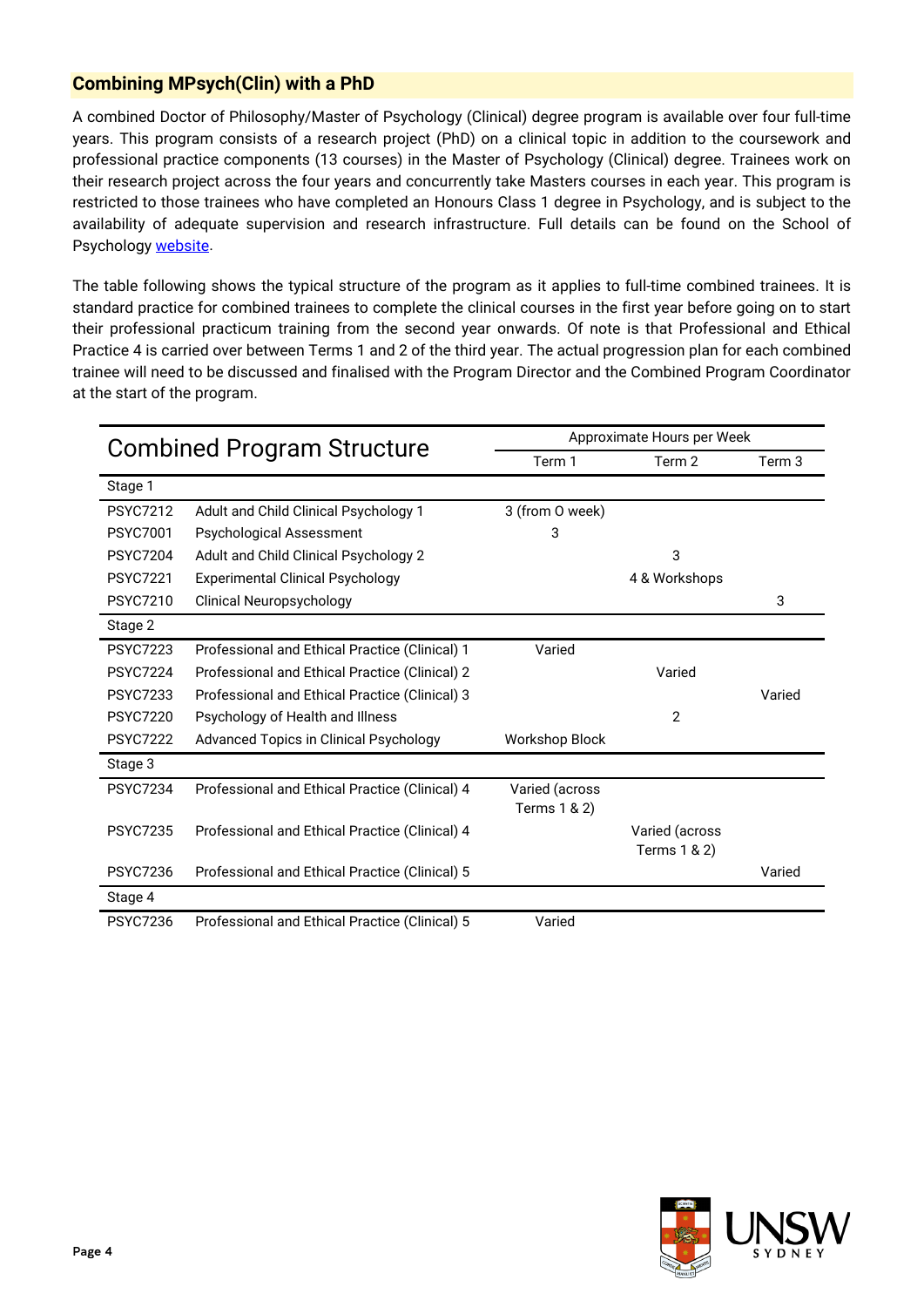## Combining MPsych(Clin) with a PhD

A combined Doctor of Philosophy/Master of Psychology (Clinical) degree program is available over four full-time years. This program consists of a research project (PhD) on a clinical topic in addition to the coursework and professional practice components (13 courses) in the Master of Psychology (Clinical) degree. Trainees work on their research project across the four years and concurrently take Masters courses in each year. This program is restricted to those trainees who have completed an Honours Class 1 degree in Psychology, and is subject to the availability of adequate supervision and research infrastructure. Full details can be found on the School of Psychology [website](#).

The table following shows the typical structure of the program as it applies to full-time combined trainees. It is standard practice for combined trainees to complete the clinical courses in the first year before going on to start their professional practicum training from the second year onwards. Of note is that Professional and Ethical Practice 4 is carried over between Terms 1 and 2 of the third year. The actual progression plan for each combined trainee will need to be discussed and finalised with the Program Director and the Combined Program Coordinator at the start of the program.

| Combined Program Structure | | Approximate Hours per Week | | |
|---|---|---|---|---|
| | | Term 1 | Term 2 | Term 3 |
| Stage 1 | | | | |
| PSYC7212 | Adult and Child Clinical Psychology 1 | 3 (from O week) | | |
| PSYC7001 | Psychological Assessment | 3 | | |
| PSYC7204 | Adult and Child Clinical Psychology 2 | | 3 | |
| PSYC7221 | Experimental Clinical Psychology | | 4 & Workshops | |
| PSYC7210 | Clinical Neuropsychology | | | 3 |
| Stage 2 | | | | |
| PSYC7223 | Professional and Ethical Practice (Clinical) 1 | Varied | | |
| PSYC7224 | Professional and Ethical Practice (Clinical) 2 | | Varied | |
| PSYC7233 | Professional and Ethical Practice (Clinical) 3 | | | Varied |
| PSYC7220 | Psychology of Health and Illness | | 2 | |
| PSYC7222 | Advanced Topics in Clinical Psychology | Workshop Block | | |
| Stage 3 | | | | |
| PSYC7234 | Professional and Ethical Practice (Clinical) 4 | Varied (across Terms 1 & 2) | | |
| PSYC7235 | Professional and Ethical Practice (Clinical) 4 | | Varied (across Terms 1 & 2) | |
| PSYC7236 | Professional and Ethical Practice (Clinical) 5 | | | Varied |
| Stage 4 | | | | |
| PSYC7236 | Professional and Ethical Practice (Clinical) 5 | Varied | | |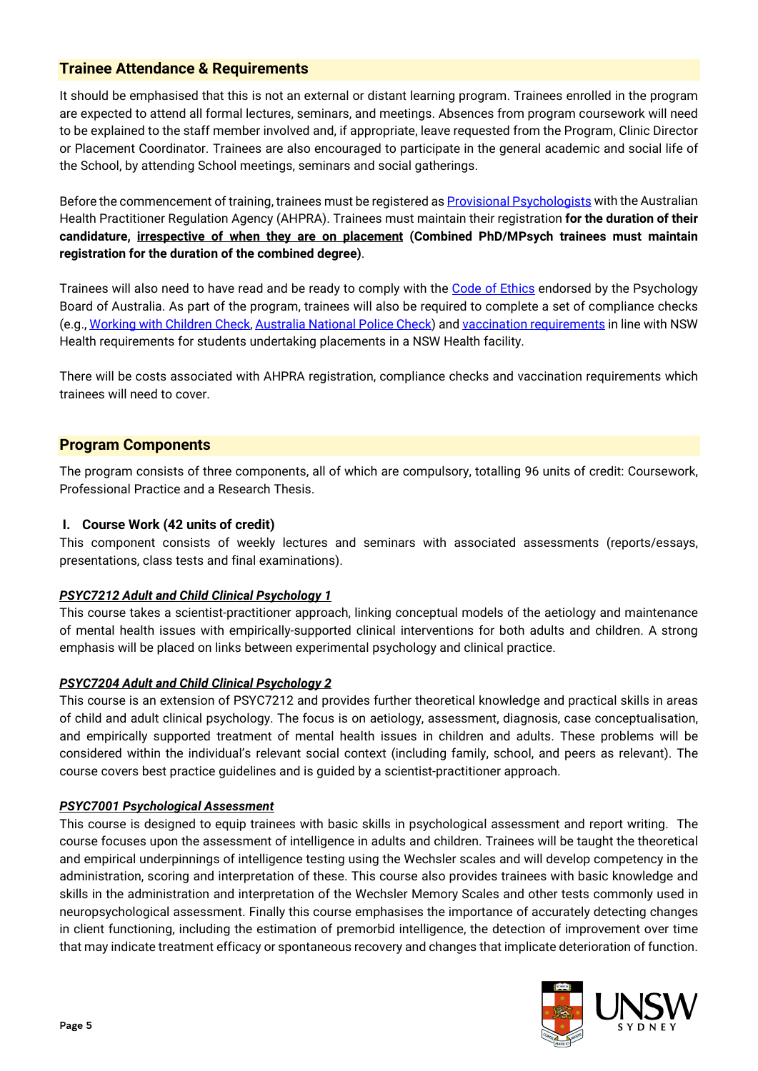## Trainee Attendance & Requirements

It should be emphasised that this is not an external or distant learning program. Trainees enrolled in the program are expected to attend all formal lectures, seminars, and meetings. Absences from program coursework will need to be explained to the staff member involved and, if appropriate, leave requested from the Program, Clinic Director or Placement Coordinator. Trainees are also encouraged to participate in the general academic and social life of the School, by attending School meetings, seminars and social gatherings.

Before the commencement of training, trainees must be registered as Provisional Psychologists with the Australian Health Practitioner Regulation Agency (AHPRA). Trainees must maintain their registration **for the duration of their candidature, <u>irrespective of when they are on placement</u> (Combined PhD/MPsych trainees must maintain registration for the duration of the combined degree)**.

Trainees will also need to have read and be ready to comply with the Code of Ethics endorsed by the Psychology Board of Australia. As part of the program, trainees will also be required to complete a set of compliance checks (e.g., Working with Children Check, Australia National Police Check) and vaccination requirements in line with NSW Health requirements for students undertaking placements in a NSW Health facility.

There will be costs associated with AHPRA registration, compliance checks and vaccination requirements which trainees will need to cover.

## Program Components

The program consists of three components, all of which are compulsory, totalling 96 units of credit: Coursework, Professional Practice and a Research Thesis.

### I. Course Work (42 units of credit)

This component consists of weekly lectures and seminars with associated assessments (reports/essays, presentations, class tests and final examinations).

***<u>PSYC7212 Adult and Child Clinical Psychology 1</u>***

This course takes a scientist-practitioner approach, linking conceptual models of the aetiology and maintenance of mental health issues with empirically-supported clinical interventions for both adults and children. A strong emphasis will be placed on links between experimental psychology and clinical practice.

***<u>PSYC7204 Adult and Child Clinical Psychology 2</u>***

This course is an extension of PSYC7212 and provides further theoretical knowledge and practical skills in areas of child and adult clinical psychology. The focus is on aetiology, assessment, diagnosis, case conceptualisation, and empirically supported treatment of mental health issues in children and adults. These problems will be considered within the individual's relevant social context (including family, school, and peers as relevant). The course covers best practice guidelines and is guided by a scientist-practitioner approach.

***<u>PSYC7001 Psychological Assessment</u>***

This course is designed to equip trainees with basic skills in psychological assessment and report writing. The course focuses upon the assessment of intelligence in adults and children. Trainees will be taught the theoretical and empirical underpinnings of intelligence testing using the Wechsler scales and will develop competency in the administration, scoring and interpretation of these. This course also provides trainees with basic knowledge and skills in the administration and interpretation of the Wechsler Memory Scales and other tests commonly used in neuropsychological assessment. Finally this course emphasises the importance of accurately detecting changes in client functioning, including the estimation of premorbid intelligence, the detection of improvement over time that may indicate treatment efficacy or spontaneous recovery and changes that implicate deterioration of function.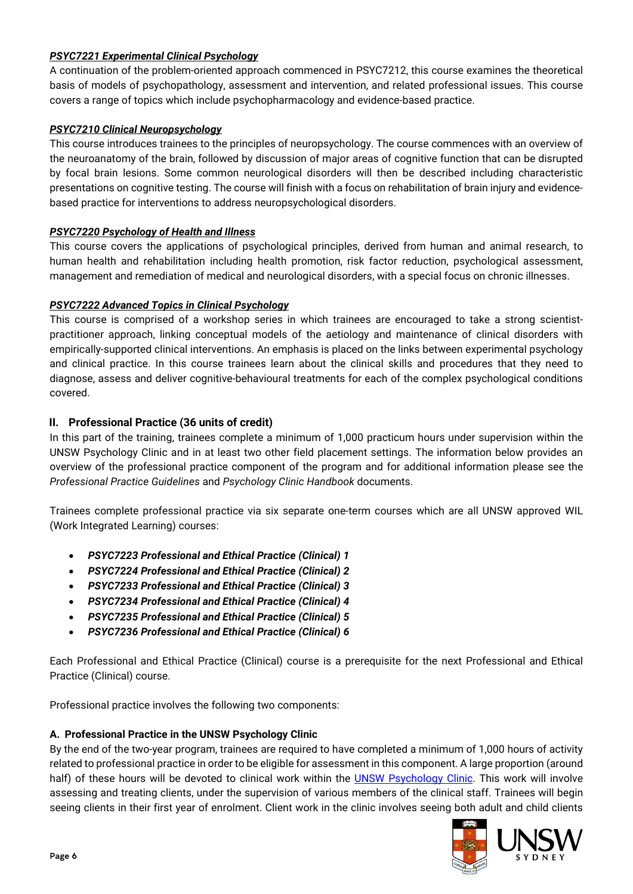***PSYC7221 Experimental Clinical Psychology***

A continuation of the problem-oriented approach commenced in PSYC7212, this course examines the theoretical basis of models of psychopathology, assessment and intervention, and related professional issues. This course covers a range of topics which include psychopharmacology and evidence-based practice.

***PSYC7210 Clinical Neuropsychology***

This course introduces trainees to the principles of neuropsychology. The course commences with an overview of the neuroanatomy of the brain, followed by discussion of major areas of cognitive function that can be disrupted by focal brain lesions. Some common neurological disorders will then be described including characteristic presentations on cognitive testing. The course will finish with a focus on rehabilitation of brain injury and evidence-based practice for interventions to address neuropsychological disorders.

***PSYC7220 Psychology of Health and Illness***

This course covers the applications of psychological principles, derived from human and animal research, to human health and rehabilitation including health promotion, risk factor reduction, psychological assessment, management and remediation of medical and neurological disorders, with a special focus on chronic illnesses.

***PSYC7222 Advanced Topics in Clinical Psychology***

This course is comprised of a workshop series in which trainees are encouraged to take a strong scientist-practitioner approach, linking conceptual models of the aetiology and maintenance of clinical disorders with empirically-supported clinical interventions. An emphasis is placed on the links between experimental psychology and clinical practice. In this course trainees learn about the clinical skills and procedures that they need to diagnose, assess and deliver cognitive-behavioural treatments for each of the complex psychological conditions covered.

## II. Professional Practice (36 units of credit)

In this part of the training, trainees complete a minimum of 1,000 practicum hours under supervision within the UNSW Psychology Clinic and in at least two other field placement settings. The information below provides an overview of the professional practice component of the program and for additional information please see the *Professional Practice Guidelines* and *Psychology Clinic Handbook* documents.

Trainees complete professional practice via six separate one-term courses which are all UNSW approved WIL (Work Integrated Learning) courses:

- ***PSYC7223 Professional and Ethical Practice (Clinical) 1***
- ***PSYC7224 Professional and Ethical Practice (Clinical) 2***
- ***PSYC7233 Professional and Ethical Practice (Clinical) 3***
- ***PSYC7234 Professional and Ethical Practice (Clinical) 4***
- ***PSYC7235 Professional and Ethical Practice (Clinical) 5***
- ***PSYC7236 Professional and Ethical Practice (Clinical) 6***

Each Professional and Ethical Practice (Clinical) course is a prerequisite for the next Professional and Ethical Practice (Clinical) course.

Professional practice involves the following two components:

### A. Professional Practice in the UNSW Psychology Clinic

By the end of the two-year program, trainees are required to have completed a minimum of 1,000 hours of activity related to professional practice in order to be eligible for assessment in this component. A large proportion (around half) of these hours will be devoted to clinical work within the UNSW Psychology Clinic. This work will involve assessing and treating clients, under the supervision of various members of the clinical staff. Trainees will begin seeing clients in their first year of enrolment. Client work in the clinic involves seeing both adult and child clients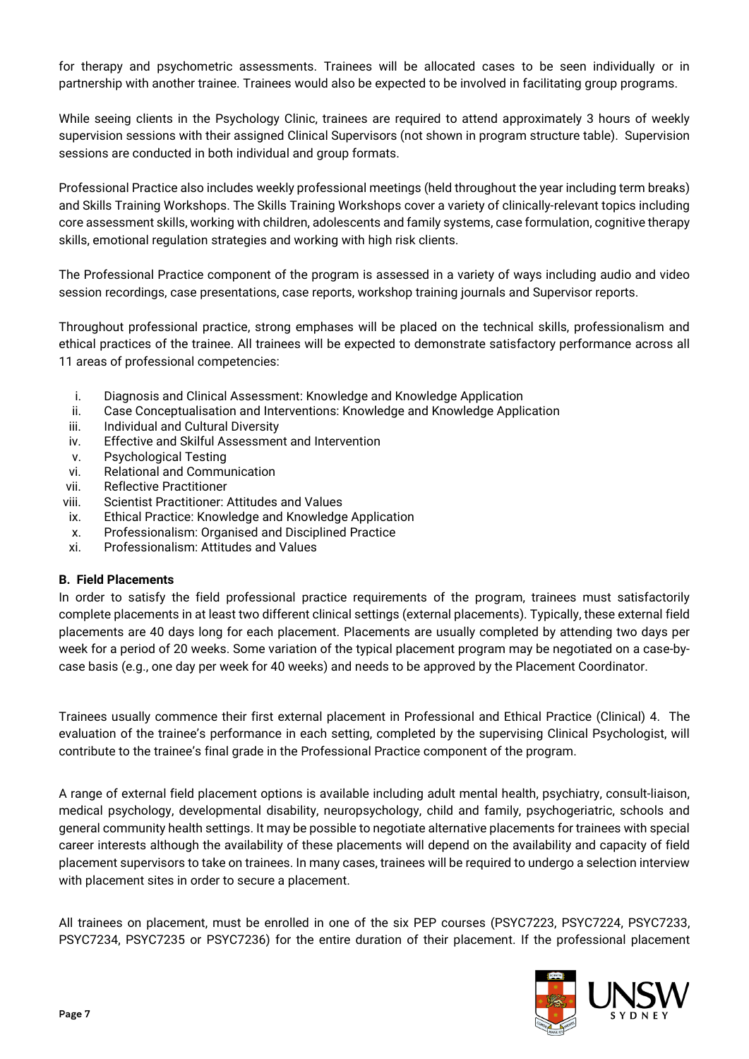for therapy and psychometric assessments. Trainees will be allocated cases to be seen individually or in partnership with another trainee. Trainees would also be expected to be involved in facilitating group programs.

While seeing clients in the Psychology Clinic, trainees are required to attend approximately 3 hours of weekly supervision sessions with their assigned Clinical Supervisors (not shown in program structure table). Supervision sessions are conducted in both individual and group formats.

Professional Practice also includes weekly professional meetings (held throughout the year including term breaks) and Skills Training Workshops. The Skills Training Workshops cover a variety of clinically-relevant topics including core assessment skills, working with children, adolescents and family systems, case formulation, cognitive therapy skills, emotional regulation strategies and working with high risk clients.

The Professional Practice component of the program is assessed in a variety of ways including audio and video session recordings, case presentations, case reports, workshop training journals and Supervisor reports.

Throughout professional practice, strong emphases will be placed on the technical skills, professionalism and ethical practices of the trainee. All trainees will be expected to demonstrate satisfactory performance across all 11 areas of professional competencies:

i. Diagnosis and Clinical Assessment: Knowledge and Knowledge Application
ii. Case Conceptualisation and Interventions: Knowledge and Knowledge Application
iii. Individual and Cultural Diversity
iv. Effective and Skilful Assessment and Intervention
v. Psychological Testing
vi. Relational and Communication
vii. Reflective Practitioner
viii. Scientist Practitioner: Attitudes and Values
ix. Ethical Practice: Knowledge and Knowledge Application
x. Professionalism: Organised and Disciplined Practice
xi. Professionalism: Attitudes and Values

**B. Field Placements**

In order to satisfy the field professional practice requirements of the program, trainees must satisfactorily complete placements in at least two different clinical settings (external placements). Typically, these external field placements are 40 days long for each placement. Placements are usually completed by attending two days per week for a period of 20 weeks. Some variation of the typical placement program may be negotiated on a case-by-case basis (e.g., one day per week for 40 weeks) and needs to be approved by the Placement Coordinator.

Trainees usually commence their first external placement in Professional and Ethical Practice (Clinical) 4. The evaluation of the trainee's performance in each setting, completed by the supervising Clinical Psychologist, will contribute to the trainee's final grade in the Professional Practice component of the program.

A range of external field placement options is available including adult mental health, psychiatry, consult-liaison, medical psychology, developmental disability, neuropsychology, child and family, psychogeriatric, schools and general community health settings. It may be possible to negotiate alternative placements for trainees with special career interests although the availability of these placements will depend on the availability and capacity of field placement supervisors to take on trainees. In many cases, trainees will be required to undergo a selection interview with placement sites in order to secure a placement.

All trainees on placement, must be enrolled in one of the six PEP courses (PSYC7223, PSYC7224, PSYC7233, PSYC7234, PSYC7235 or PSYC7236) for the entire duration of their placement. If the professional placement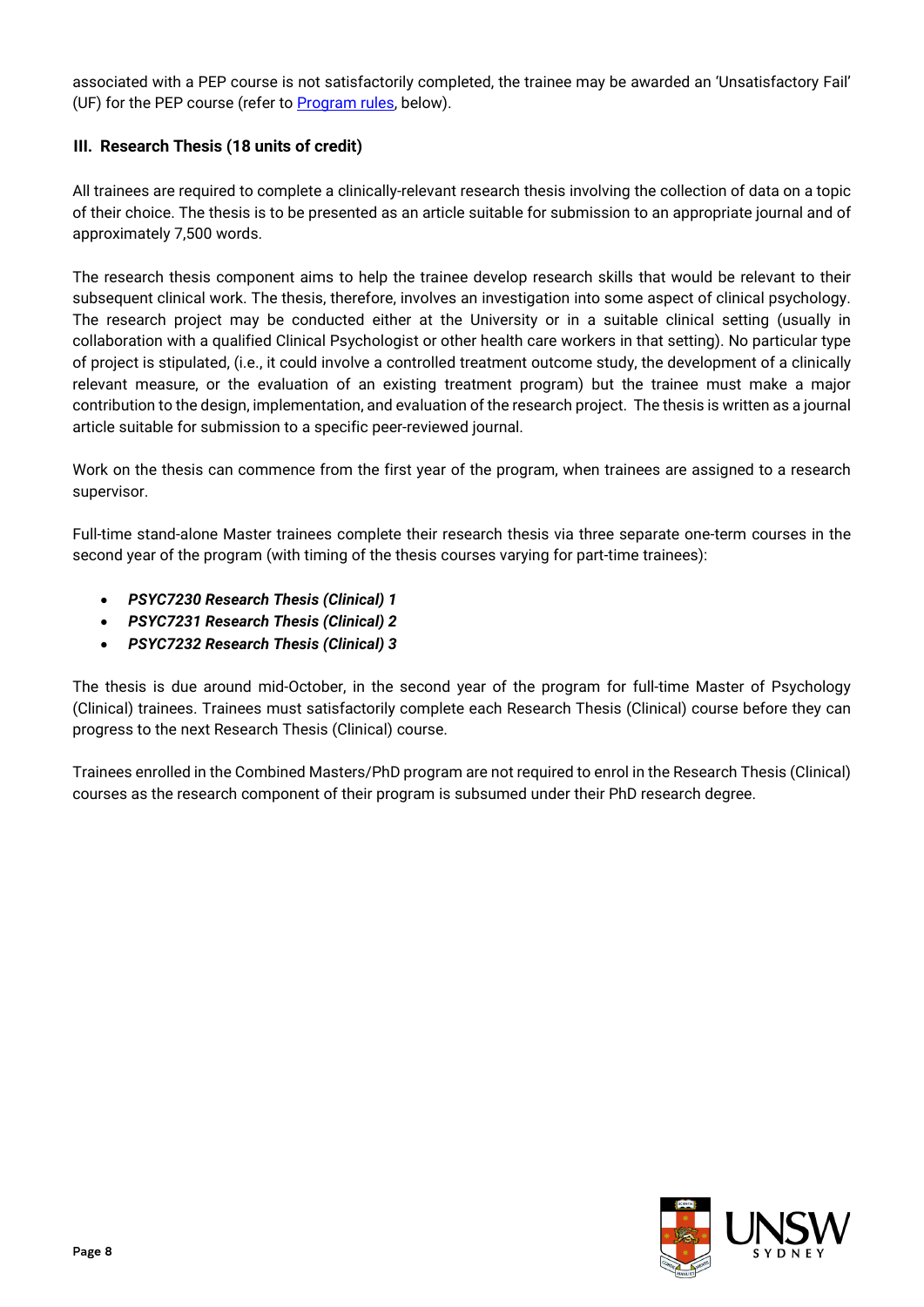associated with a PEP course is not satisfactorily completed, the trainee may be awarded an 'Unsatisfactory Fail' (UF) for the PEP course (refer to [Program rules](), below).

### III. Research Thesis (18 units of credit)

All trainees are required to complete a clinically-relevant research thesis involving the collection of data on a topic of their choice. The thesis is to be presented as an article suitable for submission to an appropriate journal and of approximately 7,500 words.

The research thesis component aims to help the trainee develop research skills that would be relevant to their subsequent clinical work. The thesis, therefore, involves an investigation into some aspect of clinical psychology. The research project may be conducted either at the University or in a suitable clinical setting (usually in collaboration with a qualified Clinical Psychologist or other health care workers in that setting). No particular type of project is stipulated, (i.e., it could involve a controlled treatment outcome study, the development of a clinically relevant measure, or the evaluation of an existing treatment program) but the trainee must make a major contribution to the design, implementation, and evaluation of the research project. The thesis is written as a journal article suitable for submission to a specific peer-reviewed journal.

Work on the thesis can commence from the first year of the program, when trainees are assigned to a research supervisor.

Full-time stand-alone Master trainees complete their research thesis via three separate one-term courses in the second year of the program (with timing of the thesis courses varying for part-time trainees):

- ***PSYC7230 Research Thesis (Clinical) 1***
- ***PSYC7231 Research Thesis (Clinical) 2***
- ***PSYC7232 Research Thesis (Clinical) 3***

The thesis is due around mid-October, in the second year of the program for full-time Master of Psychology (Clinical) trainees. Trainees must satisfactorily complete each Research Thesis (Clinical) course before they can progress to the next Research Thesis (Clinical) course.

Trainees enrolled in the Combined Masters/PhD program are not required to enrol in the Research Thesis (Clinical) courses as the research component of their program is subsumed under their PhD research degree.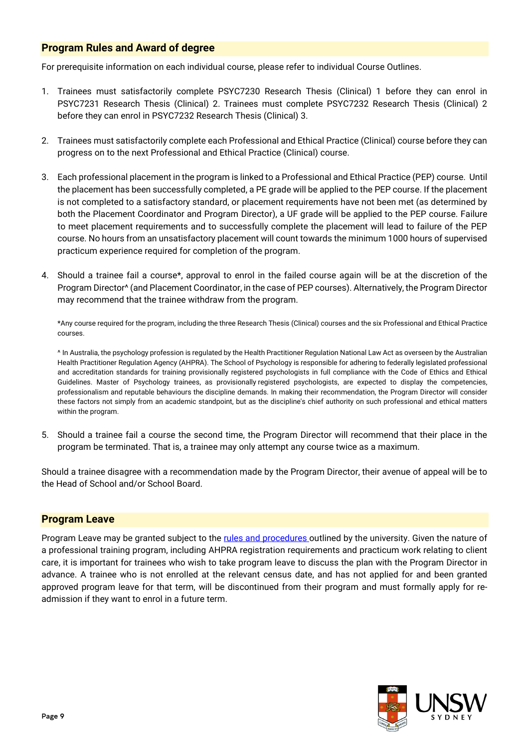## Program Rules and Award of degree

For prerequisite information on each individual course, please refer to individual Course Outlines.

1. Trainees must satisfactorily complete PSYC7230 Research Thesis (Clinical) 1 before they can enrol in PSYC7231 Research Thesis (Clinical) 2. Trainees must complete PSYC7232 Research Thesis (Clinical) 2 before they can enrol in PSYC7232 Research Thesis (Clinical) 3.

2. Trainees must satisfactorily complete each Professional and Ethical Practice (Clinical) course before they can progress on to the next Professional and Ethical Practice (Clinical) course.

3. Each professional placement in the program is linked to a Professional and Ethical Practice (PEP) course. Until the placement has been successfully completed, a PE grade will be applied to the PEP course. If the placement is not completed to a satisfactory standard, or placement requirements have not been met (as determined by both the Placement Coordinator and Program Director), a UF grade will be applied to the PEP course. Failure to meet placement requirements and to successfully complete the placement will lead to failure of the PEP course. No hours from an unsatisfactory placement will count towards the minimum 1000 hours of supervised practicum experience required for completion of the program.

4. Should a trainee fail a course*, approval to enrol in the failed course again will be at the discretion of the Program Director^ (and Placement Coordinator, in the case of PEP courses). Alternatively, the Program Director may recommend that the trainee withdraw from the program.

   *Any course required for the program, including the three Research Thesis (Clinical) courses and the six Professional and Ethical Practice courses.

   ^ In Australia, the psychology profession is regulated by the Health Practitioner Regulation National Law Act as overseen by the Australian Health Practitioner Regulation Agency (AHPRA). The School of Psychology is responsible for adhering to federally legislated professional and accreditation standards for training provisionally registered psychologists in full compliance with the Code of Ethics and Ethical Guidelines. Master of Psychology trainees, as provisionally registered psychologists, are expected to display the competencies, professionalism and reputable behaviours the discipline demands. In making their recommendation, the Program Director will consider these factors not simply from an academic standpoint, but as the discipline's chief authority on such professional and ethical matters within the program.

5. Should a trainee fail a course the second time, the Program Director will recommend that their place in the program be terminated. That is, a trainee may only attempt any course twice as a maximum.

Should a trainee disagree with a recommendation made by the Program Director, their avenue of appeal will be to the Head of School and/or School Board.

## Program Leave

Program Leave may be granted subject to the rules and procedures outlined by the university. Given the nature of a professional training program, including AHPRA registration requirements and practicum work relating to client care, it is important for trainees who wish to take program leave to discuss the plan with the Program Director in advance. A trainee who is not enrolled at the relevant census date, and has not applied for and been granted approved program leave for that term, will be discontinued from their program and must formally apply for re-admission if they want to enrol in a future term.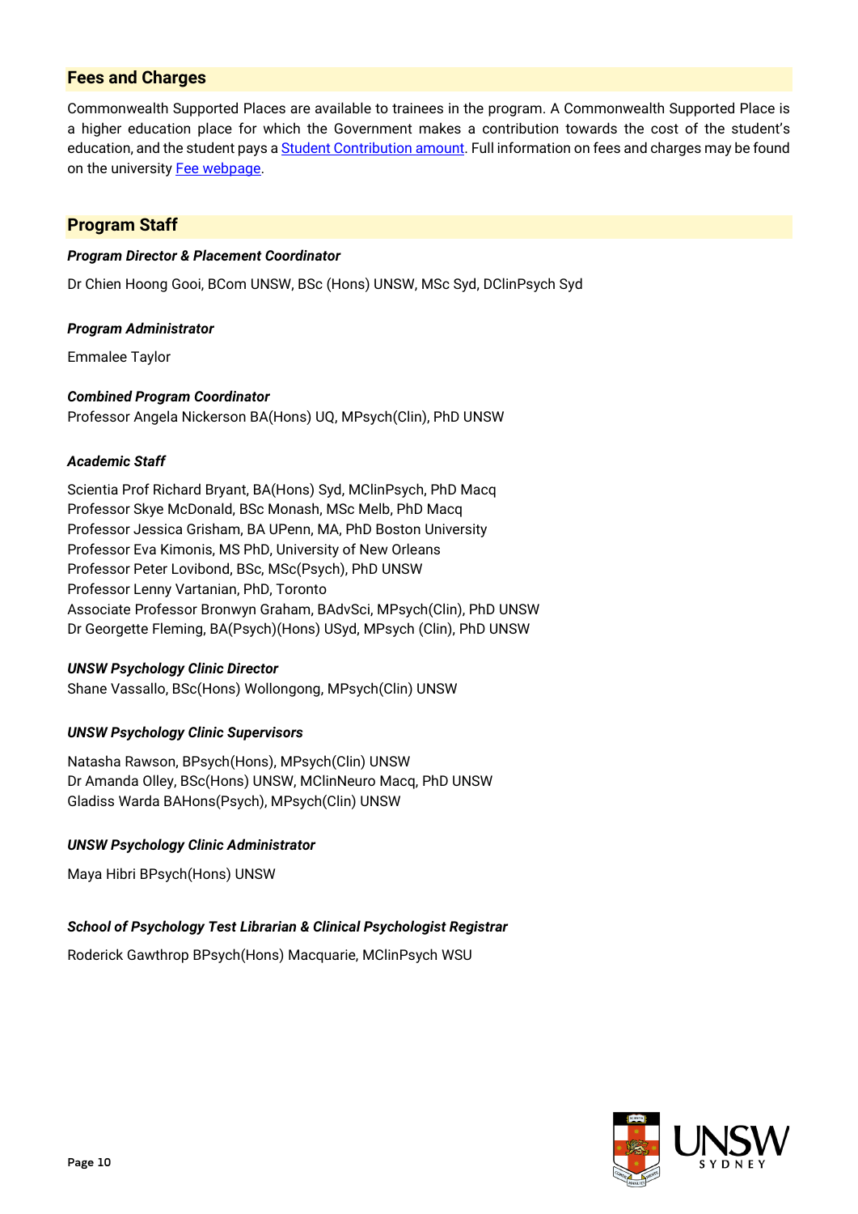## Fees and Charges

Commonwealth Supported Places are available to trainees in the program. A Commonwealth Supported Place is a higher education place for which the Government makes a contribution towards the cost of the student's education, and the student pays a [Student Contribution amount](). Full information on fees and charges may be found on the university [Fee webpage]().

## Program Staff

***Program Director & Placement Coordinator***

Dr Chien Hoong Gooi, BCom UNSW, BSc (Hons) UNSW, MSc Syd, DClinPsych Syd

***Program Administrator***

Emmalee Taylor

***Combined Program Coordinator***

Professor Angela Nickerson BA(Hons) UQ, MPsych(Clin), PhD UNSW

***Academic Staff***

Scientia Prof Richard Bryant, BA(Hons) Syd, MClinPsych, PhD Macq
Professor Skye McDonald, BSc Monash, MSc Melb, PhD Macq
Professor Jessica Grisham, BA UPenn, MA, PhD Boston University
Professor Eva Kimonis, MS PhD, University of New Orleans
Professor Peter Lovibond, BSc, MSc(Psych), PhD UNSW
Professor Lenny Vartanian, PhD, Toronto
Associate Professor Bronwyn Graham, BAdvSci, MPsych(Clin), PhD UNSW
Dr Georgette Fleming, BA(Psych)(Hons) USyd, MPsych (Clin), PhD UNSW

***UNSW Psychology Clinic Director***

Shane Vassallo, BSc(Hons) Wollongong, MPsych(Clin) UNSW

***UNSW Psychology Clinic Supervisors***

Natasha Rawson, BPsych(Hons), MPsych(Clin) UNSW
Dr Amanda Olley, BSc(Hons) UNSW, MClinNeuro Macq, PhD UNSW
Gladiss Warda BAHons(Psych), MPsych(Clin) UNSW

***UNSW Psychology Clinic Administrator***

Maya Hibri BPsych(Hons) UNSW

***School of Psychology Test Librarian & Clinical Psychologist Registrar***

Roderick Gawthrop BPsych(Hons) Macquarie, MClinPsych WSU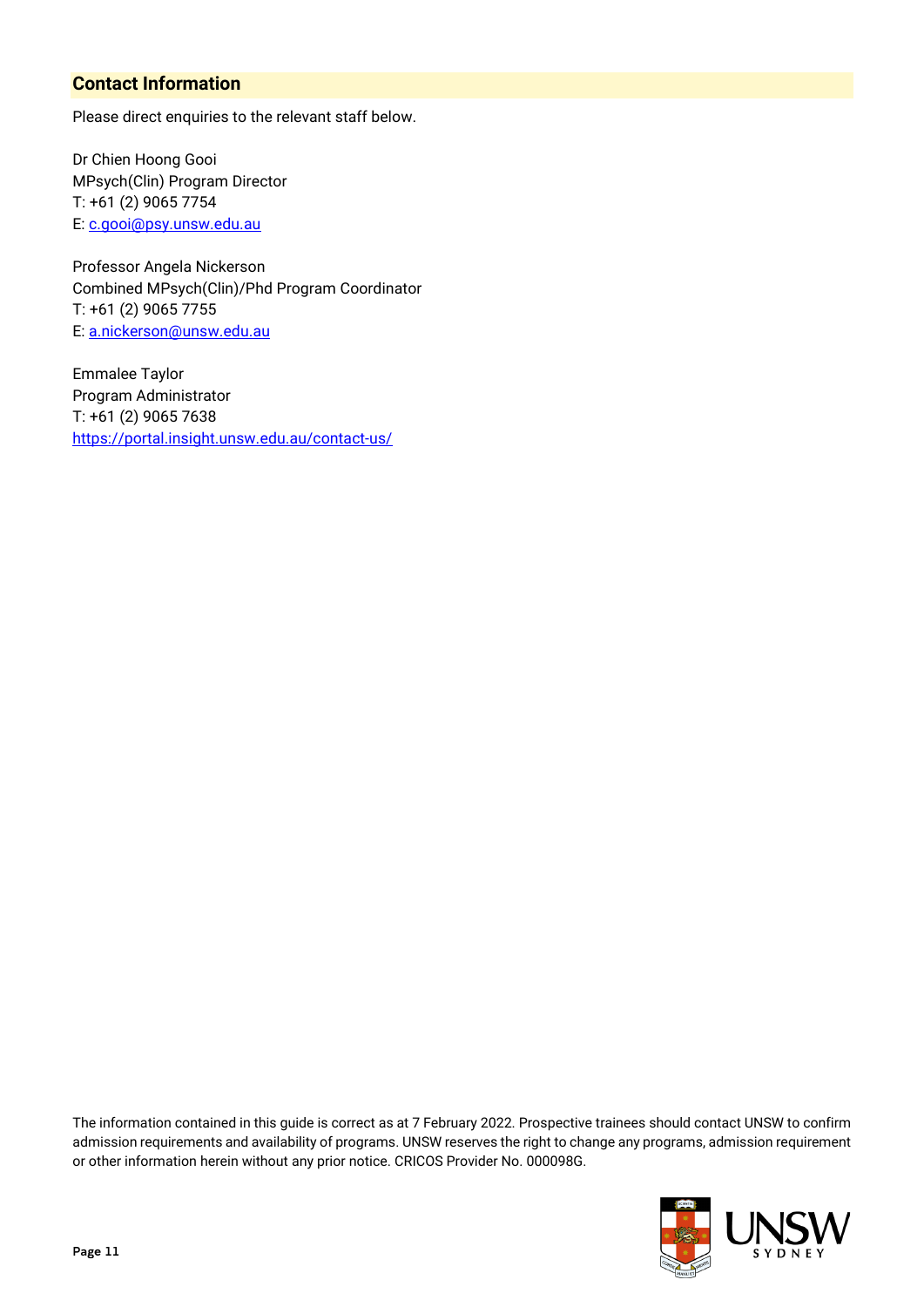## Contact Information

Please direct enquiries to the relevant staff below.

Dr Chien Hoong Gooi
MPsych(Clin) Program Director
T: +61 (2) 9065 7754
E: c.gooi@psy.unsw.edu.au

Professor Angela Nickerson
Combined MPsych(Clin)/Phd Program Coordinator
T: +61 (2) 9065 7755
E: a.nickerson@unsw.edu.au

Emmalee Taylor
Program Administrator
T: +61 (2) 9065 7638
https://portal.insight.unsw.edu.au/contact-us/

The information contained in this guide is correct as at 7 February 2022. Prospective trainees should contact UNSW to confirm admission requirements and availability of programs. UNSW reserves the right to change any programs, admission requirement or other information herein without any prior notice. CRICOS Provider No. 000098G.